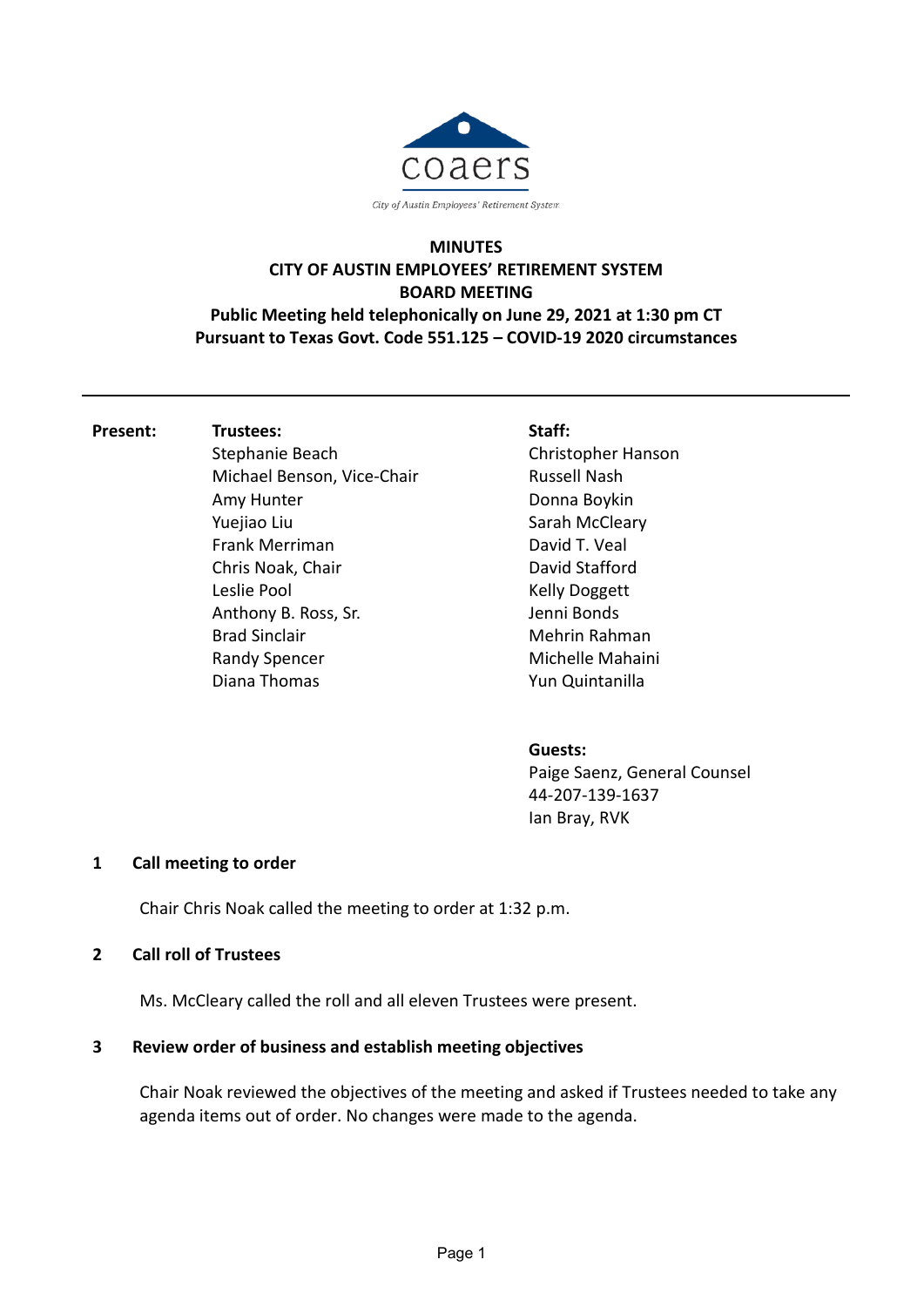coaers

City of Austin Employees' Retirement System

# MINUTES
# CITY OF AUSTIN EMPLOYEES' RETIREMENT SYSTEM
# BOARD MEETING

**Public Meeting held telephonically on June 29, 2021 at 1:30 pm CT**
**Pursuant to Texas Govt. Code 551.125 – COVID-19 2020 circumstances**

---

**Present:**

**Trustees:**
Stephanie Beach
Michael Benson, Vice-Chair
Amy Hunter
Yuejiao Liu
Frank Merriman
Chris Noak, Chair
Leslie Pool
Anthony B. Ross, Sr.
Brad Sinclair
Randy Spencer
Diana Thomas

**Staff:**
Christopher Hanson
Russell Nash
Donna Boykin
Sarah McCleary
David T. Veal
David Stafford
Kelly Doggett
Jenni Bonds
Mehrin Rahman
Michelle Mahaini
Yun Quintanilla

**Guests:**
Paige Saenz, General Counsel
44-207-139-1637
Ian Bray, RVK

## 1 Call meeting to order

Chair Chris Noak called the meeting to order at 1:32 p.m.

## 2 Call roll of Trustees

Ms. McCleary called the roll and all eleven Trustees were present.

## 3 Review order of business and establish meeting objectives

Chair Noak reviewed the objectives of the meeting and asked if Trustees needed to take any agenda items out of order. No changes were made to the agenda.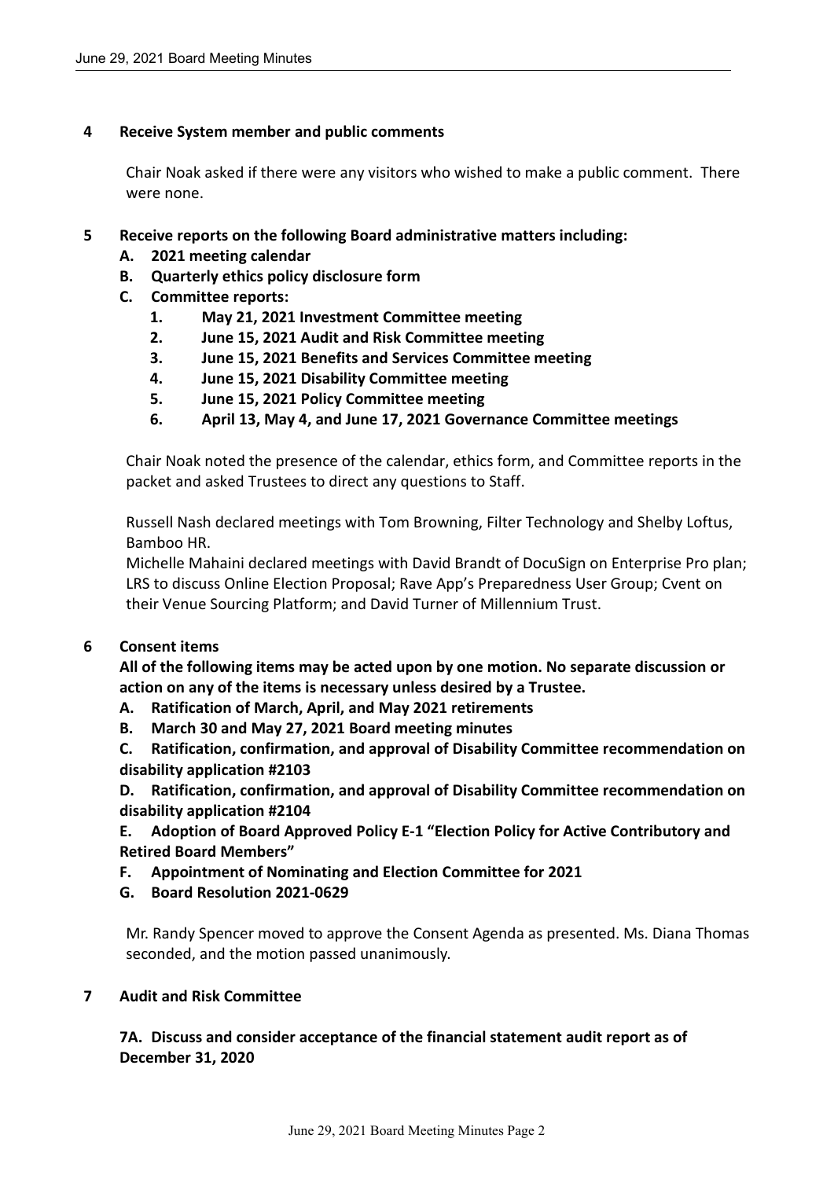**4 Receive System member and public comments**

Chair Noak asked if there were any visitors who wished to make a public comment. There were none.

**5 Receive reports on the following Board administrative matters including:**

**A. 2021 meeting calendar**

**B. Quarterly ethics policy disclosure form**

**C. Committee reports:**

1. **May 21, 2021 Investment Committee meeting**
2. **June 15, 2021 Audit and Risk Committee meeting**
3. **June 15, 2021 Benefits and Services Committee meeting**
4. **June 15, 2021 Disability Committee meeting**
5. **June 15, 2021 Policy Committee meeting**
6. **April 13, May 4, and June 17, 2021 Governance Committee meetings**

Chair Noak noted the presence of the calendar, ethics form, and Committee reports in the packet and asked Trustees to direct any questions to Staff.

Russell Nash declared meetings with Tom Browning, Filter Technology and Shelby Loftus, Bamboo HR.

Michelle Mahaini declared meetings with David Brandt of DocuSign on Enterprise Pro plan; LRS to discuss Online Election Proposal; Rave App's Preparedness User Group; Cvent on their Venue Sourcing Platform; and David Turner of Millennium Trust.

**6 Consent items**

**All of the following items may be acted upon by one motion. No separate discussion or action on any of the items is necessary unless desired by a Trustee.**

**A. Ratification of March, April, and May 2021 retirements**

**B. March 30 and May 27, 2021 Board meeting minutes**

**C. Ratification, confirmation, and approval of Disability Committee recommendation on disability application #2103**

**D. Ratification, confirmation, and approval of Disability Committee recommendation on disability application #2104**

**E. Adoption of Board Approved Policy E-1 "Election Policy for Active Contributory and Retired Board Members"**

**F. Appointment of Nominating and Election Committee for 2021**

**G. Board Resolution 2021-0629**

Mr. Randy Spencer moved to approve the Consent Agenda as presented. Ms. Diana Thomas seconded, and the motion passed unanimously.

**7 Audit and Risk Committee**

**7A. Discuss and consider acceptance of the financial statement audit report as of December 31, 2020**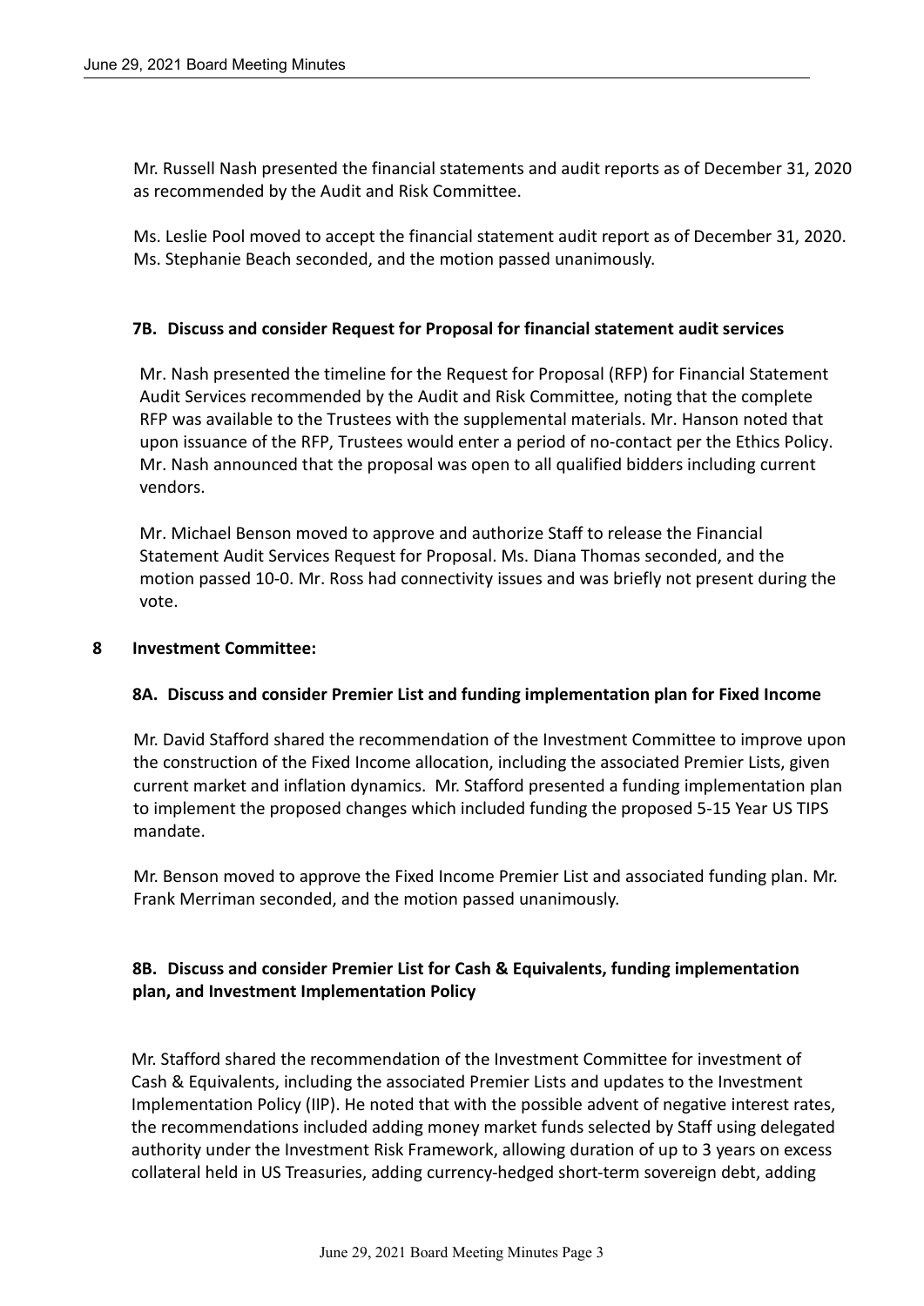Mr. Russell Nash presented the financial statements and audit reports as of December 31, 2020 as recommended by the Audit and Risk Committee.

Ms. Leslie Pool moved to accept the financial statement audit report as of December 31, 2020. Ms. Stephanie Beach seconded, and the motion passed unanimously.

### 7B. Discuss and consider Request for Proposal for financial statement audit services

Mr. Nash presented the timeline for the Request for Proposal (RFP) for Financial Statement Audit Services recommended by the Audit and Risk Committee, noting that the complete RFP was available to the Trustees with the supplemental materials. Mr. Hanson noted that upon issuance of the RFP, Trustees would enter a period of no-contact per the Ethics Policy. Mr. Nash announced that the proposal was open to all qualified bidders including current vendors.

Mr. Michael Benson moved to approve and authorize Staff to release the Financial Statement Audit Services Request for Proposal. Ms. Diana Thomas seconded, and the motion passed 10-0. Mr. Ross had connectivity issues and was briefly not present during the vote.

## 8 Investment Committee:

### 8A. Discuss and consider Premier List and funding implementation plan for Fixed Income

Mr. David Stafford shared the recommendation of the Investment Committee to improve upon the construction of the Fixed Income allocation, including the associated Premier Lists, given current market and inflation dynamics. Mr. Stafford presented a funding implementation plan to implement the proposed changes which included funding the proposed 5-15 Year US TIPS mandate.

Mr. Benson moved to approve the Fixed Income Premier List and associated funding plan. Mr. Frank Merriman seconded, and the motion passed unanimously.

### 8B. Discuss and consider Premier List for Cash & Equivalents, funding implementation plan, and Investment Implementation Policy

Mr. Stafford shared the recommendation of the Investment Committee for investment of Cash & Equivalents, including the associated Premier Lists and updates to the Investment Implementation Policy (IIP). He noted that with the possible advent of negative interest rates, the recommendations included adding money market funds selected by Staff using delegated authority under the Investment Risk Framework, allowing duration of up to 3 years on excess collateral held in US Treasuries, adding currency-hedged short-term sovereign debt, adding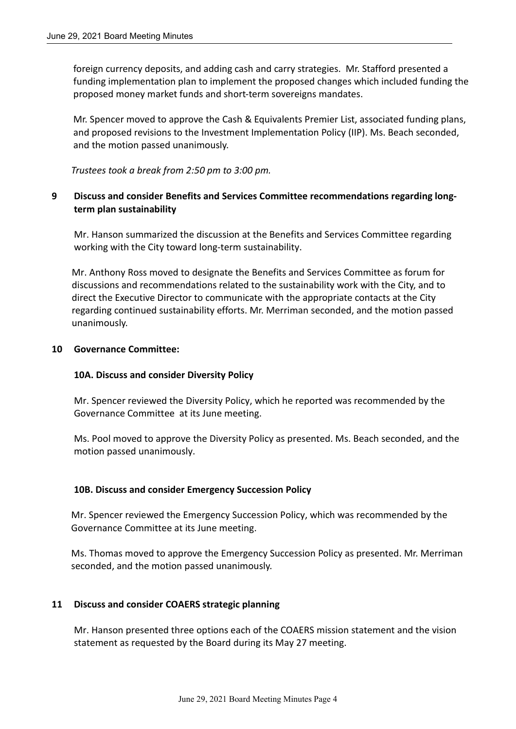foreign currency deposits, and adding cash and carry strategies. Mr. Stafford presented a funding implementation plan to implement the proposed changes which included funding the proposed money market funds and short-term sovereigns mandates.

Mr. Spencer moved to approve the Cash & Equivalents Premier List, associated funding plans, and proposed revisions to the Investment Implementation Policy (IIP). Ms. Beach seconded, and the motion passed unanimously.

*Trustees took a break from 2:50 pm to 3:00 pm.*

## 9 Discuss and consider Benefits and Services Committee recommendations regarding long-term plan sustainability

Mr. Hanson summarized the discussion at the Benefits and Services Committee regarding working with the City toward long-term sustainability.

Mr. Anthony Ross moved to designate the Benefits and Services Committee as forum for discussions and recommendations related to the sustainability work with the City, and to direct the Executive Director to communicate with the appropriate contacts at the City regarding continued sustainability efforts. Mr. Merriman seconded, and the motion passed unanimously.

## 10 Governance Committee:

### 10A. Discuss and consider Diversity Policy

Mr. Spencer reviewed the Diversity Policy, which he reported was recommended by the Governance Committee at its June meeting.

Ms. Pool moved to approve the Diversity Policy as presented. Ms. Beach seconded, and the motion passed unanimously.

### 10B. Discuss and consider Emergency Succession Policy

Mr. Spencer reviewed the Emergency Succession Policy, which was recommended by the Governance Committee at its June meeting.

Ms. Thomas moved to approve the Emergency Succession Policy as presented. Mr. Merriman seconded, and the motion passed unanimously.

## 11 Discuss and consider COAERS strategic planning

Mr. Hanson presented three options each of the COAERS mission statement and the vision statement as requested by the Board during its May 27 meeting.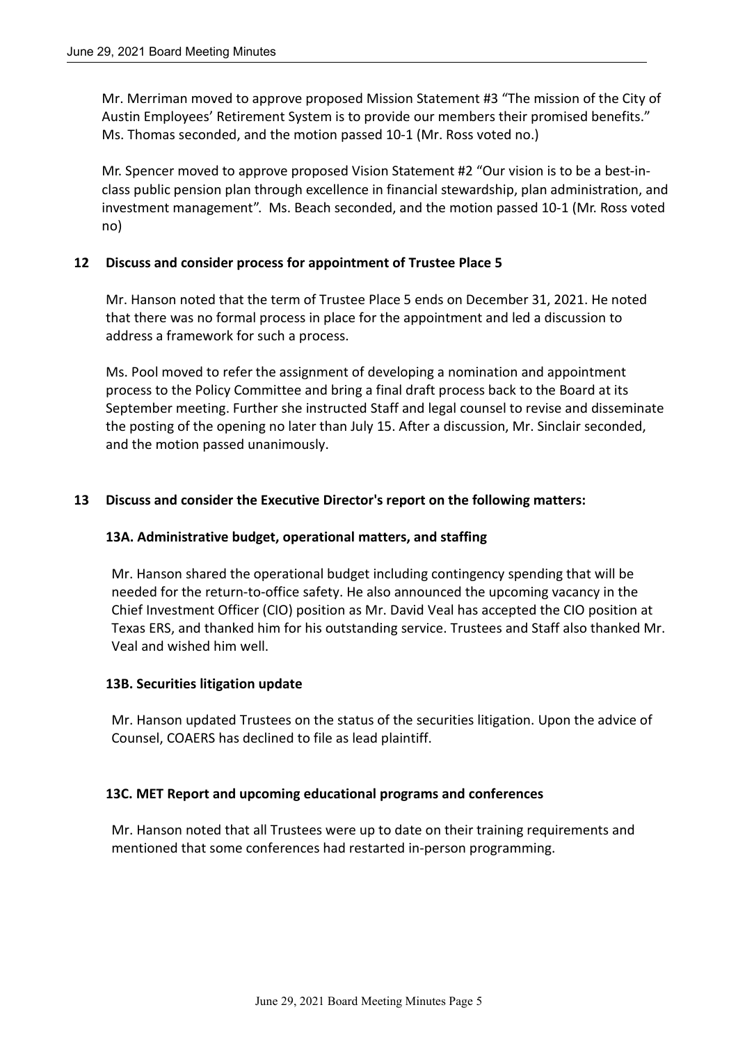Mr. Merriman moved to approve proposed Mission Statement #3 "The mission of the City of Austin Employees' Retirement System is to provide our members their promised benefits." Ms. Thomas seconded, and the motion passed 10-1 (Mr. Ross voted no.)

Mr. Spencer moved to approve proposed Vision Statement #2 "Our vision is to be a best-in-class public pension plan through excellence in financial stewardship, plan administration, and investment management". Ms. Beach seconded, and the motion passed 10-1 (Mr. Ross voted no)

## 12 Discuss and consider process for appointment of Trustee Place 5

Mr. Hanson noted that the term of Trustee Place 5 ends on December 31, 2021. He noted that there was no formal process in place for the appointment and led a discussion to address a framework for such a process.

Ms. Pool moved to refer the assignment of developing a nomination and appointment process to the Policy Committee and bring a final draft process back to the Board at its September meeting. Further she instructed Staff and legal counsel to revise and disseminate the posting of the opening no later than July 15. After a discussion, Mr. Sinclair seconded, and the motion passed unanimously.

## 13 Discuss and consider the Executive Director's report on the following matters:

### 13A. Administrative budget, operational matters, and staffing

Mr. Hanson shared the operational budget including contingency spending that will be needed for the return-to-office safety. He also announced the upcoming vacancy in the Chief Investment Officer (CIO) position as Mr. David Veal has accepted the CIO position at Texas ERS, and thanked him for his outstanding service. Trustees and Staff also thanked Mr. Veal and wished him well.

### 13B. Securities litigation update

Mr. Hanson updated Trustees on the status of the securities litigation. Upon the advice of Counsel, COAERS has declined to file as lead plaintiff.

### 13C. MET Report and upcoming educational programs and conferences

Mr. Hanson noted that all Trustees were up to date on their training requirements and mentioned that some conferences had restarted in-person programming.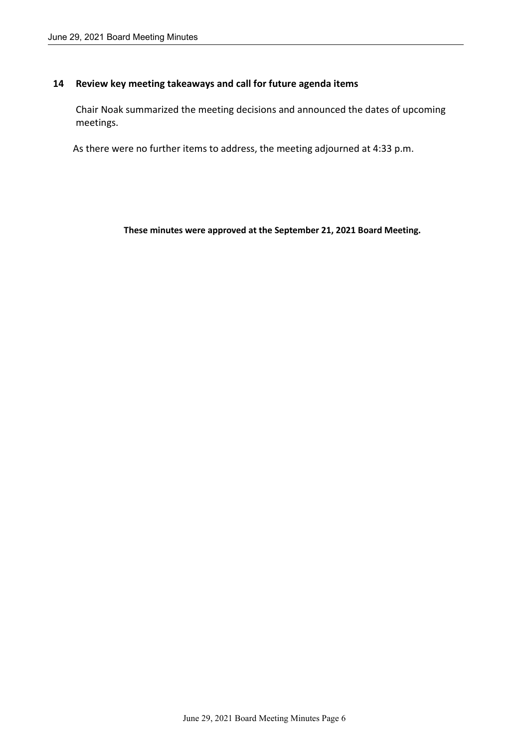## 14 Review key meeting takeaways and call for future agenda items

Chair Noak summarized the meeting decisions and announced the dates of upcoming meetings.

As there were no further items to address, the meeting adjourned at 4:33 p.m.

**These minutes were approved at the September 21, 2021 Board Meeting.**